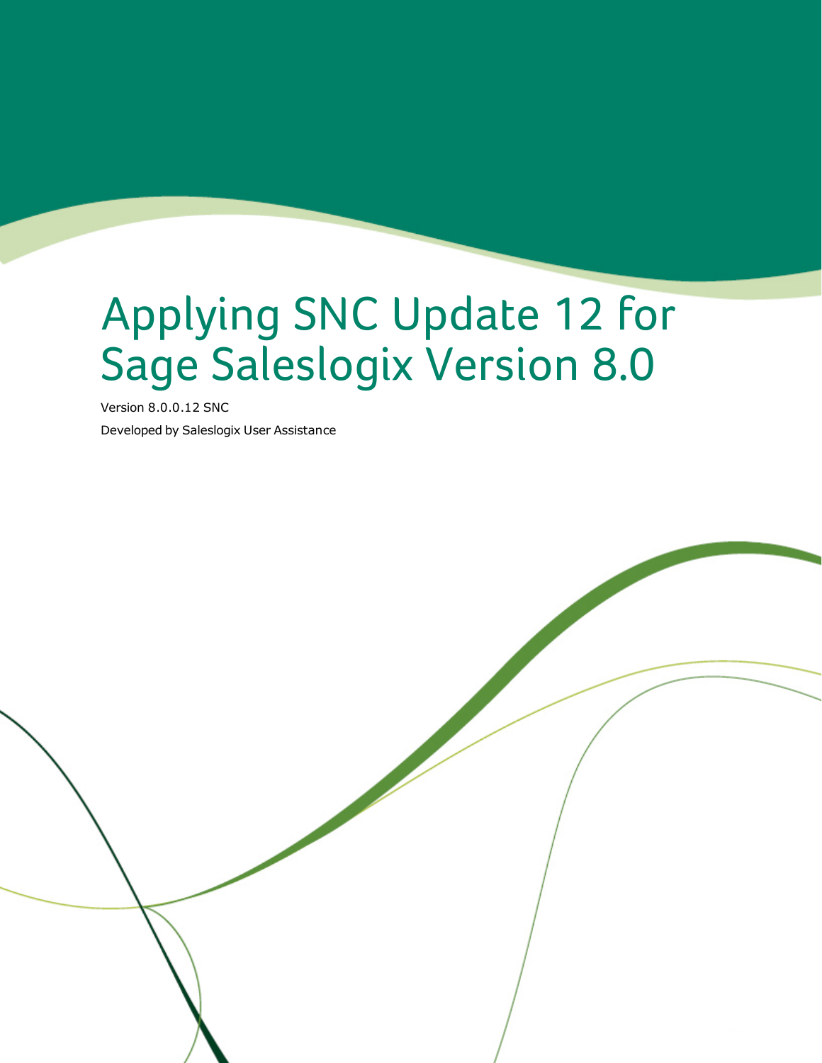# Applying SNC Update 12 for Sage Saleslogix Version 8.0

Version 8.0.0.12 SNC

Developed by Saleslogix User Assistance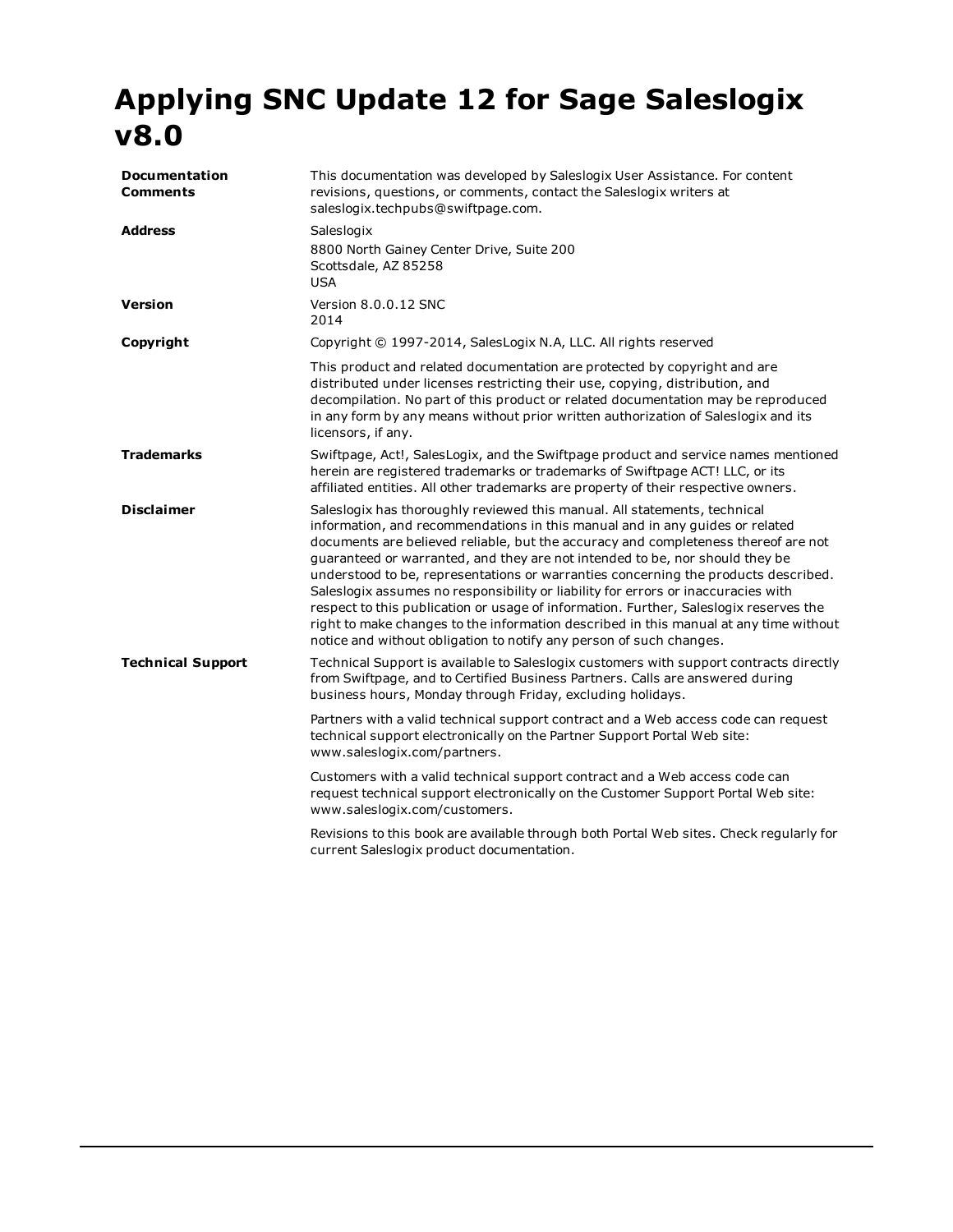# Applying SNC Update 12 for Sage Saleslogix v8.0

| | |
|---|---|
| **Documentation Comments** | This documentation was developed by Saleslogix User Assistance. For content revisions, questions, or comments, contact the Saleslogix writers at saleslogix.techpubs@swiftpage.com. |
| **Address** | Saleslogix<br>8800 North Gainey Center Drive, Suite 200<br>Scottsdale, AZ 85258<br>USA |
| **Version** | Version 8.0.0.12 SNC<br>2014 |
| **Copyright** | Copyright © 1997-2014, SalesLogix N.A, LLC. All rights reserved<br><br>This product and related documentation are protected by copyright and are distributed under licenses restricting their use, copying, distribution, and decompilation. No part of this product or related documentation may be reproduced in any form by any means without prior written authorization of Saleslogix and its licensors, if any. |
| **Trademarks** | Swiftpage, Act!, SalesLogix, and the Swiftpage product and service names mentioned herein are registered trademarks or trademarks of Swiftpage ACT! LLC, or its affiliated entities. All other trademarks are property of their respective owners. |
| **Disclaimer** | Saleslogix has thoroughly reviewed this manual. All statements, technical information, and recommendations in this manual and in any guides or related documents are believed reliable, but the accuracy and completeness thereof are not guaranteed or warranted, and they are not intended to be, nor should they be understood to be, representations or warranties concerning the products described. Saleslogix assumes no responsibility or liability for errors or inaccuracies with respect to this publication or usage of information. Further, Saleslogix reserves the right to make changes to the information described in this manual at any time without notice and without obligation to notify any person of such changes. |
| **Technical Support** | Technical Support is available to Saleslogix customers with support contracts directly from Swiftpage, and to Certified Business Partners. Calls are answered during business hours, Monday through Friday, excluding holidays.<br><br>Partners with a valid technical support contract and a Web access code can request technical support electronically on the Partner Support Portal Web site: www.saleslogix.com/partners.<br><br>Customers with a valid technical support contract and a Web access code can request technical support electronically on the Customer Support Portal Web site: www.saleslogix.com/customers.<br><br>Revisions to this book are available through both Portal Web sites. Check regularly for current Saleslogix product documentation. |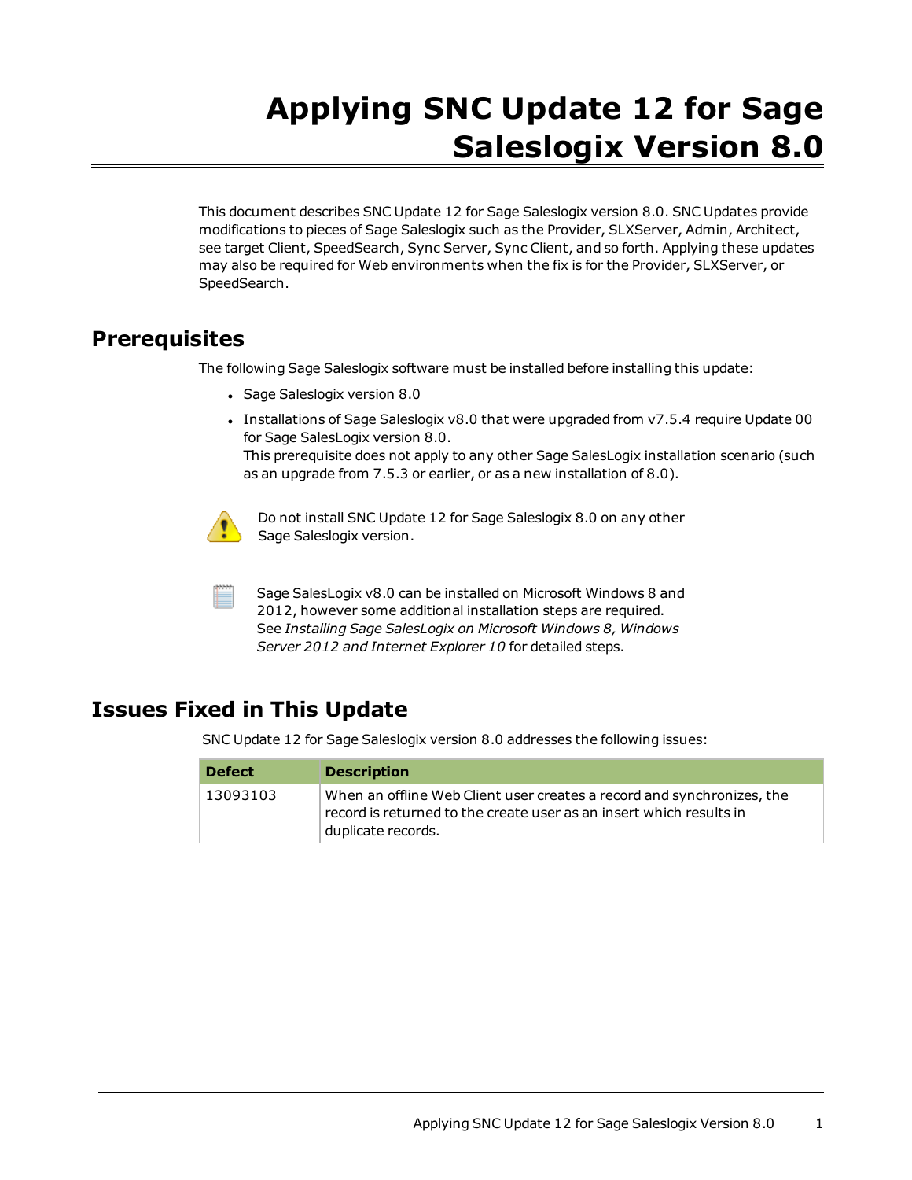# Applying SNC Update 12 for Sage Saleslogix Version 8.0

This document describes SNC Update 12 for Sage Saleslogix version 8.0. SNC Updates provide modifications to pieces of Sage Saleslogix such as the Provider, SLXServer, Admin, Architect, see target Client, SpeedSearch, Sync Server, Sync Client, and so forth. Applying these updates may also be required for Web environments when the fix is for the Provider, SLXServer, or SpeedSearch.

## Prerequisites

The following Sage Saleslogix software must be installed before installing this update:

- Sage Saleslogix version 8.0
- Installations of Sage Saleslogix v8.0 that were upgraded from v7.5.4 require Update 00 for Sage SalesLogix version 8.0.
  This prerequisite does not apply to any other Sage SalesLogix installation scenario (such as an upgrade from 7.5.3 or earlier, or as a new installation of 8.0).

Do not install SNC Update 12 for Sage Saleslogix 8.0 on any other Sage Saleslogix version.

Sage SalesLogix v8.0 can be installed on Microsoft Windows 8 and 2012, however some additional installation steps are required. See *Installing Sage SalesLogix on Microsoft Windows 8, Windows Server 2012 and Internet Explorer 10* for detailed steps.

## Issues Fixed in This Update

SNC Update 12 for Sage Saleslogix version 8.0 addresses the following issues:

| Defect | Description |
|---|---|
| 13093103 | When an offline Web Client user creates a record and synchronizes, the record is returned to the create user as an insert which results in duplicate records. |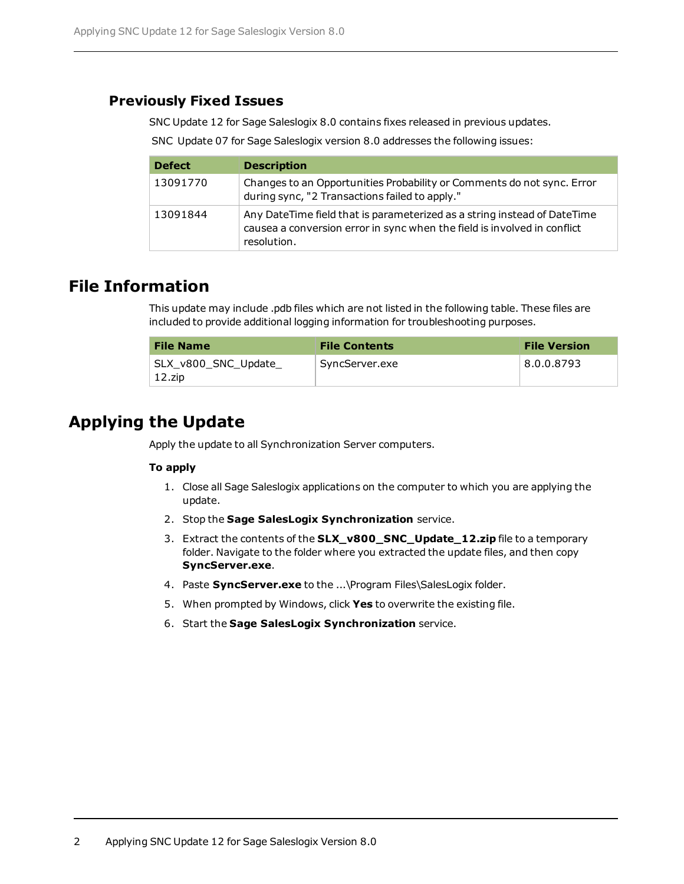### Previously Fixed Issues

SNC Update 12 for Sage Saleslogix 8.0 contains fixes released in previous updates.

SNC Update 07 for Sage Saleslogix version 8.0 addresses the following issues:

| Defect | Description |
|---|---|
| 13091770 | Changes to an Opportunities Probability or Comments do not sync. Error during sync, "2 Transactions failed to apply." |
| 13091844 | Any DateTime field that is parameterized as a string instead of DateTime causea a conversion error in sync when the field is involved in conflict resolution. |

## File Information

This update may include .pdb files which are not listed in the following table. These files are included to provide additional logging information for troubleshooting purposes.

| File Name | File Contents | File Version |
|---|---|---|
| SLX_v800_SNC_Update_12.zip | SyncServer.exe | 8.0.0.8793 |

## Applying the Update

Apply the update to all Synchronization Server computers.

**To apply**

1. Close all Sage Saleslogix applications on the computer to which you are applying the update.
2. Stop the **Sage SalesLogix Synchronization** service.
3. Extract the contents of the **SLX_v800_SNC_Update_12.zip** file to a temporary folder. Navigate to the folder where you extracted the update files, and then copy **SyncServer.exe**.
4. Paste **SyncServer.exe** to the ...\Program Files\SalesLogix folder.
5. When prompted by Windows, click **Yes** to overwrite the existing file.
6. Start the **Sage SalesLogix Synchronization** service.